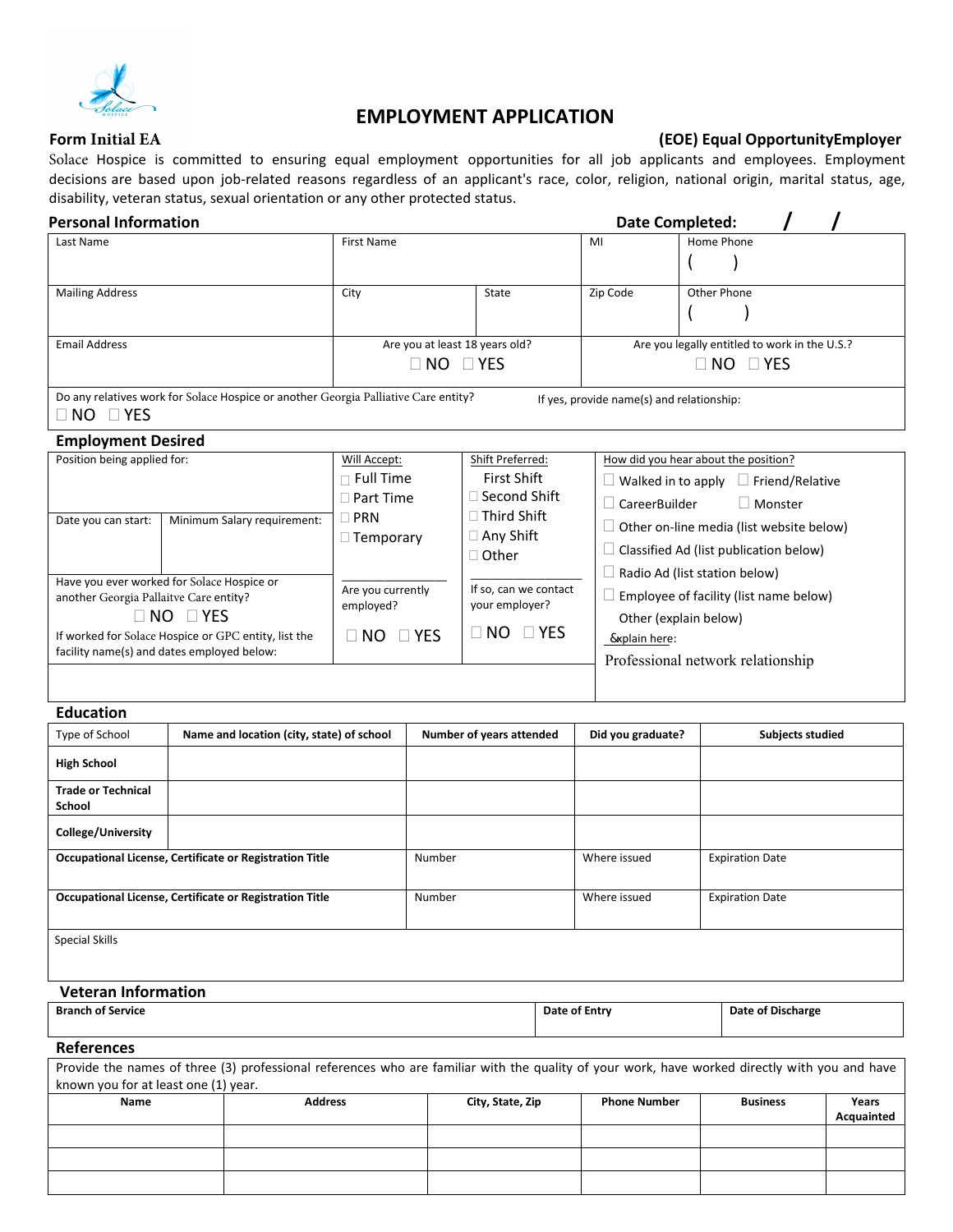# EMPLOYMENT APPLICATION

**Form Initial EA** **(EOE) Equal OpportunityEmployer**

Solace Hospice is committed to ensuring equal employment opportunities for all job applicants and employees. Employment decisions are based upon job-related reasons regardless of an applicant's race, color, religion, national origin, marital status, age, disability, veteran status, sexual orientation or any other protected status.

## Personal Information

**Date Completed:** / /

| | | | | |
|---|---|---|---|---|
| Last Name | First Name | | MI | Home Phone ( ) |
| Mailing Address | City | State | Zip Code | Other Phone ( ) |
| Email Address | Are you at least 18 years old? ☐ NO ☐ YES | | Are you legally entitled to work in the U.S.? ☐ NO ☐ YES | |

Do any relatives work for Solace Hospice or another Georgia Palliative Care entity? ☐ NO ☐ YES

If yes, provide name(s) and relationship:

## Employment Desired

Position being applied for:

Date you can start:

Minimum Salary requirement:

Will Accept:
- ☐ Full Time
- ☐ Part Time
- ☐ PRN
- ☐ Temporary

Shift Preferred:
- First Shift
- ☐ Second Shift
- ☐ Third Shift
- ☐ Any Shift
- ☐ Other

How did you hear about the position?
- ☐ Walked in to apply
- ☐ Friend/Relative
- ☐ CareerBuilder
- ☐ Monster
- ☐ Other on-line media (list website below)
- ☐ Classified Ad (list publication below)
- ☐ Radio Ad (list station below)
- ☐ Employee of facility (list name below)
- Other (explain below)

&xplain here:

Professional network relationship

Have you ever worked for Solace Hospice or another Georgia Pallaitve Care entity? ☐ NO ☐ YES

If worked for Solace Hospice or GPC entity, list the facility name(s) and dates employed below:

Are you currently employed? ☐ NO ☐ YES

If so, can we contact your employer? ☐ NO ☐ YES

## Education

| Type of School | Name and location (city, state) of school | Number of years attended | Did you graduate? | Subjects studied |
|---|---|---|---|---|
| **High School** | | | | |
| **Trade or Technical School** | | | | |
| **College/University** | | | | |
| **Occupational License, Certificate or Registration Title** | | Number | Where issued | Expiration Date |
| **Occupational License, Certificate or Registration Title** | | Number | Where issued | Expiration Date |

Special Skills

## Veteran Information

| Branch of Service | Date of Entry | Date of Discharge |
|---|---|---|
| | | |

## References

Provide the names of three (3) professional references who are familiar with the quality of your work, have worked directly with you and have known you for at least one (1) year.

| Name | Address | City, State, Zip | Phone Number | Business | Years Acquainted |
|---|---|---|---|---|---|
| | | | | | |
| | | | | | |
| | | | | | |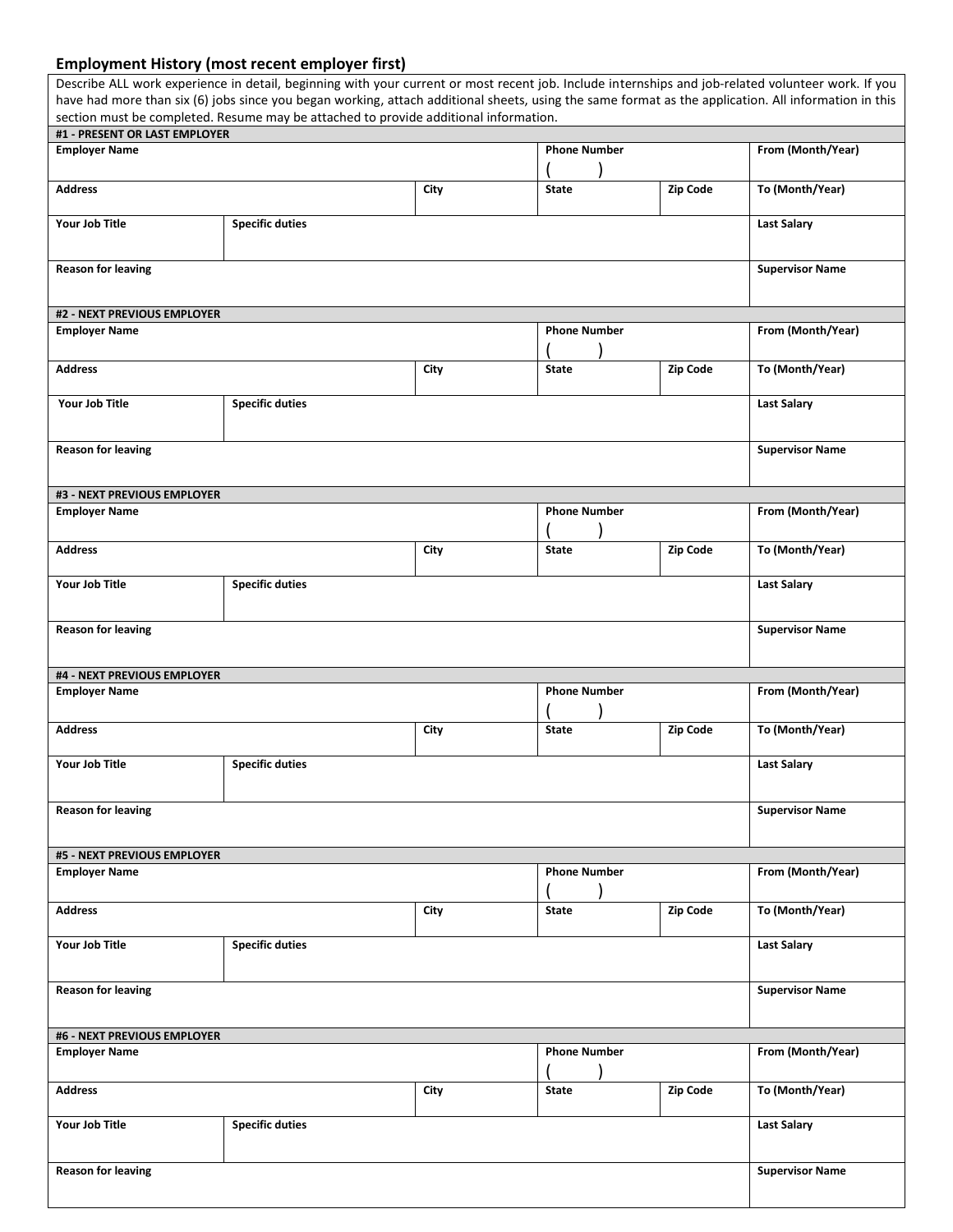## Employment History (most recent employer first)

Describe ALL work experience in detail, beginning with your current or most recent job. Include internships and job-related volunteer work. If you have had more than six (6) jobs since you began working, attach additional sheets, using the same format as the application. All information in this section must be completed. Resume may be attached to provide additional information.

| **#1 - PRESENT OR LAST EMPLOYER** | | | | | |
|---|---|---|---|---|---|
| **Employer Name** | | | **Phone Number** ( ) | | **From (Month/Year)** |
| **Address** | | **City** | **State** | **Zip Code** | **To (Month/Year)** |
| **Your Job Title** | **Specific duties** | | | | **Last Salary** |
| **Reason for leaving** | | | | | **Supervisor Name** |

| **#2 - NEXT PREVIOUS EMPLOYER** | | | | | |
|---|---|---|---|---|---|
| **Employer Name** | | | **Phone Number** ( ) | | **From (Month/Year)** |
| **Address** | | **City** | **State** | **Zip Code** | **To (Month/Year)** |
| **Your Job Title** | **Specific duties** | | | | **Last Salary** |
| **Reason for leaving** | | | | | **Supervisor Name** |

| **#3 - NEXT PREVIOUS EMPLOYER** | | | | | |
|---|---|---|---|---|---|
| **Employer Name** | | | **Phone Number** ( ) | | **From (Month/Year)** |
| **Address** | | **City** | **State** | **Zip Code** | **To (Month/Year)** |
| **Your Job Title** | **Specific duties** | | | | **Last Salary** |
| **Reason for leaving** | | | | | **Supervisor Name** |

| **#4 - NEXT PREVIOUS EMPLOYER** | | | | | |
|---|---|---|---|---|---|
| **Employer Name** | | | **Phone Number** ( ) | | **From (Month/Year)** |
| **Address** | | **City** | **State** | **Zip Code** | **To (Month/Year)** |
| **Your Job Title** | **Specific duties** | | | | **Last Salary** |
| **Reason for leaving** | | | | | **Supervisor Name** |

| **#5 - NEXT PREVIOUS EMPLOYER** | | | | | |
|---|---|---|---|---|---|
| **Employer Name** | | | **Phone Number** ( ) | | **From (Month/Year)** |
| **Address** | | **City** | **State** | **Zip Code** | **To (Month/Year)** |
| **Your Job Title** | **Specific duties** | | | | **Last Salary** |
| **Reason for leaving** | | | | | **Supervisor Name** |

| **#6 - NEXT PREVIOUS EMPLOYER** | | | | | |
|---|---|---|---|---|---|
| **Employer Name** | | | **Phone Number** ( ) | | **From (Month/Year)** |
| **Address** | | **City** | **State** | **Zip Code** | **To (Month/Year)** |
| **Your Job Title** | **Specific duties** | | | | **Last Salary** |
| **Reason for leaving** | | | | | **Supervisor Name** |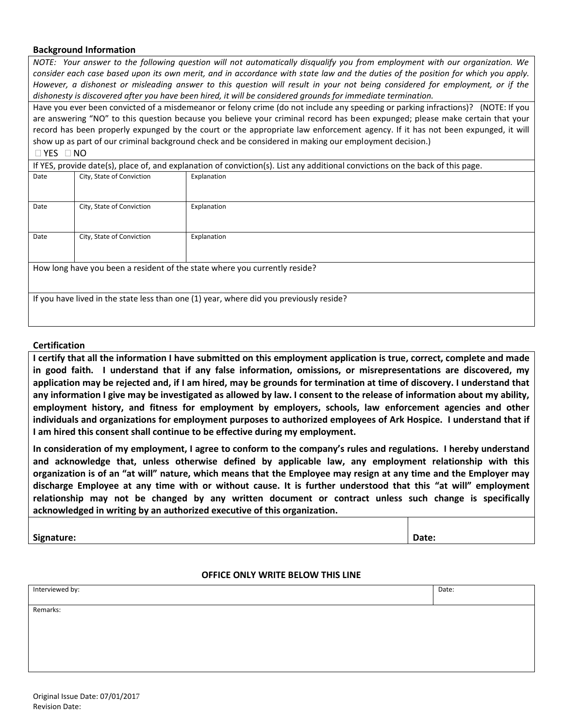### Background Information

*NOTE: Your answer to the following question will not automatically disqualify you from employment with our organization. We consider each case based upon its own merit, and in accordance with state law and the duties of the position for which you apply. However, a dishonest or misleading answer to this question will result in your not being considered for employment, or if the dishonesty is discovered after you have been hired, it will be considered grounds for immediate termination.*

Have you ever been convicted of a misdemeanor or felony crime (do not include any speeding or parking infractions)? (NOTE: If you are answering "NO" to this question because you believe your criminal record has been expunged; please make certain that your record has been properly expunged by the court or the appropriate law enforcement agency. If it has not been expunged, it will show up as part of our criminal background check and be considered in making our employment decision.)

☐ YES ☐ NO

If YES, provide date(s), place of, and explanation of conviction(s). List any additional convictions on the back of this page.

| | | |
|---|---|---|
| Date | City, State of Conviction | Explanation |
| Date | City, State of Conviction | Explanation |
| Date | City, State of Conviction | Explanation |

How long have you been a resident of the state where you currently reside?

If you have lived in the state less than one (1) year, where did you previously reside?

### Certification

**I certify that all the information I have submitted on this employment application is true, correct, complete and made in good faith. I understand that if any false information, omissions, or misrepresentations are discovered, my application may be rejected and, if I am hired, may be grounds for termination at time of discovery. I understand that any information I give may be investigated as allowed by law. I consent to the release of information about my ability, employment history, and fitness for employment by employers, schools, law enforcement agencies and other individuals and organizations for employment purposes to authorized employees of Ark Hospice. I understand that if I am hired this consent shall continue to be effective during my employment.**

**In consideration of my employment, I agree to conform to the company's rules and regulations. I hereby understand and acknowledge that, unless otherwise defined by applicable law, any employment relationship with this organization is of an "at will" nature, which means that the Employee may resign at any time and the Employer may discharge Employee at any time with or without cause. It is further understood that this "at will" employment relationship may not be changed by any written document or contract unless such change is specifically acknowledged in writing by an authorized executive of this organization.**

| | |
|---|---|
| **Signature:** | **Date:** |

**OFFICE ONLY WRITE BELOW THIS LINE**

| | |
|---|---|
| Interviewed by: | Date: |
| Remarks: | |

Original Issue Date: 07/01/2017
Revision Date: